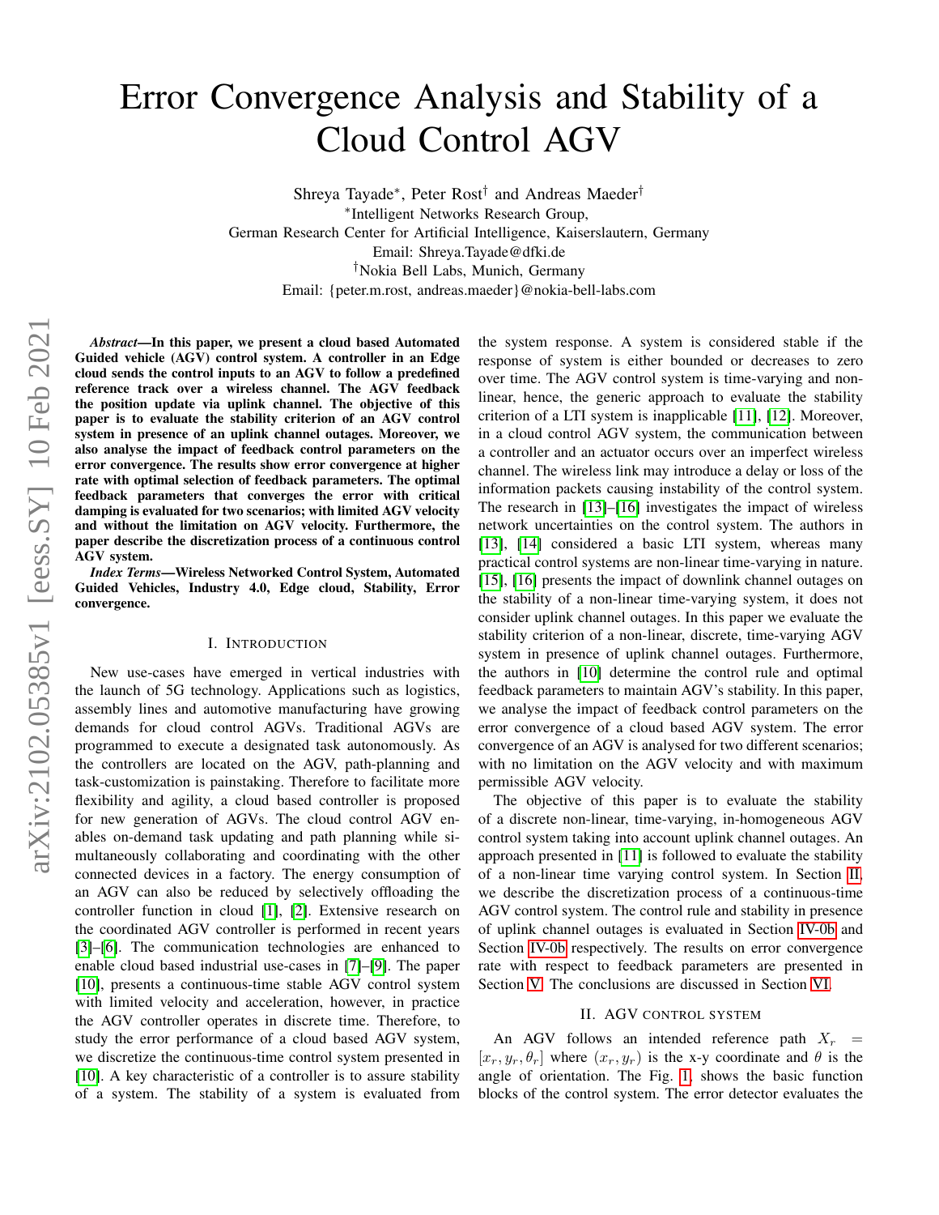# Error Convergence Analysis and Stability of a Cloud Control AGV

Shreya Tayade*, Peter Rost† and Andreas Maeder†

*Intelligent Networks Research Group,
German Research Center for Artificial Intelligence, Kaiserslautern, Germany
Email: Shreya.Tayade@dfki.de

†Nokia Bell Labs, Munich, Germany
Email: {peter.m.rost, andreas.maeder}@nokia-bell-labs.com

***Abstract*—In this paper, we present a cloud based Automated Guided vehicle (AGV) control system. A controller in an Edge cloud sends the control inputs to an AGV to follow a predefined reference track over a wireless channel. The AGV feedback the position update via uplink channel. The objective of this paper is to evaluate the stability criterion of an AGV control system in presence of an uplink channel outages. Moreover, we also analyse the impact of feedback control parameters on the error convergence. The results show error convergence at higher rate with optimal selection of feedback parameters. The optimal feedback parameters that converges the error with critical damping is evaluated for two scenarios; with limited AGV velocity and without the limitation on AGV velocity. Furthermore, the paper describe the discretization process of a continuous control AGV system.**

***Index Terms*—Wireless Networked Control System, Automated Guided Vehicles, Industry 4.0, Edge cloud, Stability, Error convergence.**

## I. Introduction

New use-cases have emerged in vertical industries with the launch of 5G technology. Applications such as logistics, assembly lines and automotive manufacturing have growing demands for cloud control AGVs. Traditional AGVs are programmed to execute a designated task autonomously. As the controllers are located on the AGV, path-planning and task-customization is painstaking. Therefore to facilitate more flexibility and agility, a cloud based controller is proposed for new generation of AGVs. The cloud control AGV enables on-demand task updating and path planning while simultaneously collaborating and coordinating with the other connected devices in a factory. The energy consumption of an AGV can also be reduced by selectively offloading the controller function in cloud [1], [2]. Extensive research on the coordinated AGV controller is performed in recent years [3]–[6]. The communication technologies are enhanced to enable cloud based industrial use-cases in [7]–[9]. The paper [10], presents a continuous-time stable AGV control system with limited velocity and acceleration, however, in practice the AGV controller operates in discrete time. Therefore, to study the error performance of a cloud based AGV system, we discretize the continuous-time control system presented in [10]. A key characteristic of a controller is to assure stability of a system. The stability of a system is evaluated from the system response. A system is considered stable if the response of system is either bounded or decreases to zero over time. The AGV control system is time-varying and non-linear, hence, the generic approach to evaluate the stability criterion of a LTI system is inapplicable [11], [12]. Moreover, in a cloud control AGV system, the communication between a controller and an actuator occurs over an imperfect wireless channel. The wireless link may introduce a delay or loss of the information packets causing instability of the control system. The research in [13]–[16] investigates the impact of wireless network uncertainties on the control system. The authors in [13], [14] considered a basic LTI system, whereas many practical control systems are non-linear time-varying in nature. [15], [16] presents the impact of downlink channel outages on the stability of a non-linear time-varying system, it does not consider uplink channel outages. In this paper we evaluate the stability criterion of a non-linear, discrete, time-varying AGV system in presence of uplink channel outages. Furthermore, the authors in [10] determine the control rule and optimal feedback parameters to maintain AGV's stability. In this paper, we analyse the impact of feedback control parameters on the error convergence of a cloud based AGV system. The error convergence of an AGV is analysed for two different scenarios; with no limitation on the AGV velocity and with maximum permissible AGV velocity.

The objective of this paper is to evaluate the stability of a discrete non-linear, time-varying, in-homogeneous AGV control system taking into account uplink channel outages. An approach presented in [11] is followed to evaluate the stability of a non-linear time varying control system. In Section II, we describe the discretization process of a continuous-time AGV control system. The control rule and stability in presence of uplink channel outages is evaluated in Section IV-0b and Section IV-0b respectively. The results on error convergence rate with respect to feedback parameters are presented in Section V. The conclusions are discussed in Section VI.

## II. AGV control system

An AGV follows an intended reference path $X_r = [x_r, y_r, \theta_r]$ where $(x_r, y_r)$ is the x-y coordinate and $\theta$ is the angle of orientation. The Fig. 1, shows the basic function blocks of the control system. The error detector evaluates the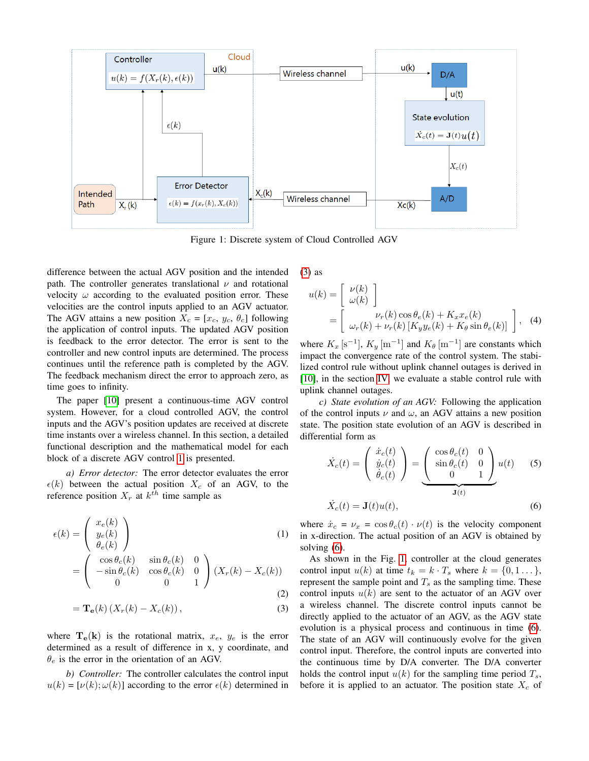Figure 1: Discrete system of Cloud Controlled AGV

difference between the actual AGV position and the intended path. The controller generates translational $\nu$ and rotational velocity $\omega$ according to the evaluated position error. These velocities are the control inputs applied to an AGV actuator. The AGV attains a new position $X_c = [x_c,\, y_c,\, \theta_c]$ following the application of control inputs. The updated AGV position is feedback to the error detector. The error is sent to the controller and new control inputs are determined. The process continues until the reference path is completed by the AGV. The feedback mechanism direct the error to approach zero, as time goes to infinity.

The paper [10] present a continuous-time AGV control system. However, for a cloud controlled AGV, the control inputs and the AGV's position updates are received at discrete time instants over a wireless channel. In this section, a detailed functional description and the mathematical model for each block of a discrete AGV control 1 is presented.

*a) Error detector:* The error detector evaluates the error $\epsilon(k)$ between the actual position $X_c$ of an AGV, to the reference position $X_r$ at $k^{th}$ time sample as

$$\epsilon(k) = \begin{pmatrix} x_e(k) \\ y_e(k) \\ \theta_e(k) \end{pmatrix} \tag{1}$$

$$= \begin{pmatrix} \cos\theta_c(k) & \sin\theta_c(k) & 0 \\ -\sin\theta_c(k) & \cos\theta_c(k) & 0 \\ 0 & 0 & 1 \end{pmatrix} (X_r(k) - X_c(k)) \tag{2}$$

$$= \mathbf{T_e}(k)\,(X_r(k) - X_c(k))\,, \tag{3}$$

where $\mathbf{T_e(k)}$ is the rotational matrix, $x_e$, $y_e$ is the error determined as a result of difference in x, y coordinate, and $\theta_e$ is the error in the orientation of an AGV.

*b) Controller:* The controller calculates the control input $u(k) = [\nu(k); \omega(k)]$ according to the error $\epsilon(k)$ determined in (3) as

$$u(k) = \begin{bmatrix} \nu(k) \\ \omega(k) \end{bmatrix} = \begin{bmatrix} \nu_r(k)\cos\theta_e(k) + K_x x_e(k) \\ \omega_r(k) + \nu_r(k)\left[K_y y_e(k) + K_\theta \sin\theta_e(k)\right] \end{bmatrix}, \tag{4}$$

where $K_x\,[\mathrm{s}^{-1}]$, $K_y\,[\mathrm{m}^{-1}]$ and $K_\theta\,[\mathrm{m}^{-1}]$ are constants which impact the convergence rate of the control system. The stabilized control rule without uplink channel outages is derived in [10], in the section IV, we evaluate a stable control rule with uplink channel outages.

*c) State evolution of an AGV:* Following the application of the control inputs $\nu$ and $\omega$, an AGV attains a new position state. The position state evolution of an AGV is described in differential form as

$$\dot{X}_c(t) = \begin{pmatrix} \dot{x}_c(t) \\ \dot{y}_c(t) \\ \dot{\theta}_c(t) \end{pmatrix} = \underbrace{\begin{pmatrix} \cos\theta_c(t) & 0 \\ \sin\theta_c(t) & 0 \\ 0 & 1 \end{pmatrix}}_{\mathbf{J}(t)} u(t) \tag{5}$$

$$\dot{X}_c(t) = \mathbf{J}(t)u(t), \tag{6}$$

where $\dot{x}_c = \nu_x = \cos\theta_c(t) \cdot \nu(t)$ is the velocity component in x-direction. The actual position of an AGV is obtained by solving (6).

As shown in the Fig. 1, controller at the cloud generates control input $u(k)$ at time $t_k = k \cdot T_s$ where $k = \{0, 1 \dots\}$, represent the sample point and $T_s$ as the sampling time. These control inputs $u(k)$ are sent to the actuator of an AGV over a wireless channel. The discrete control inputs cannot be directly applied to the actuator of an AGV, as the AGV state evolution is a physical process and continuous in time (6). The state of an AGV will continuously evolve for the given control input. Therefore, the control inputs are converted into the continuous time by D/A converter. The D/A converter holds the control input $u(k)$ for the sampling time period $T_s$, before it is applied to an actuator. The position state $X_c$ of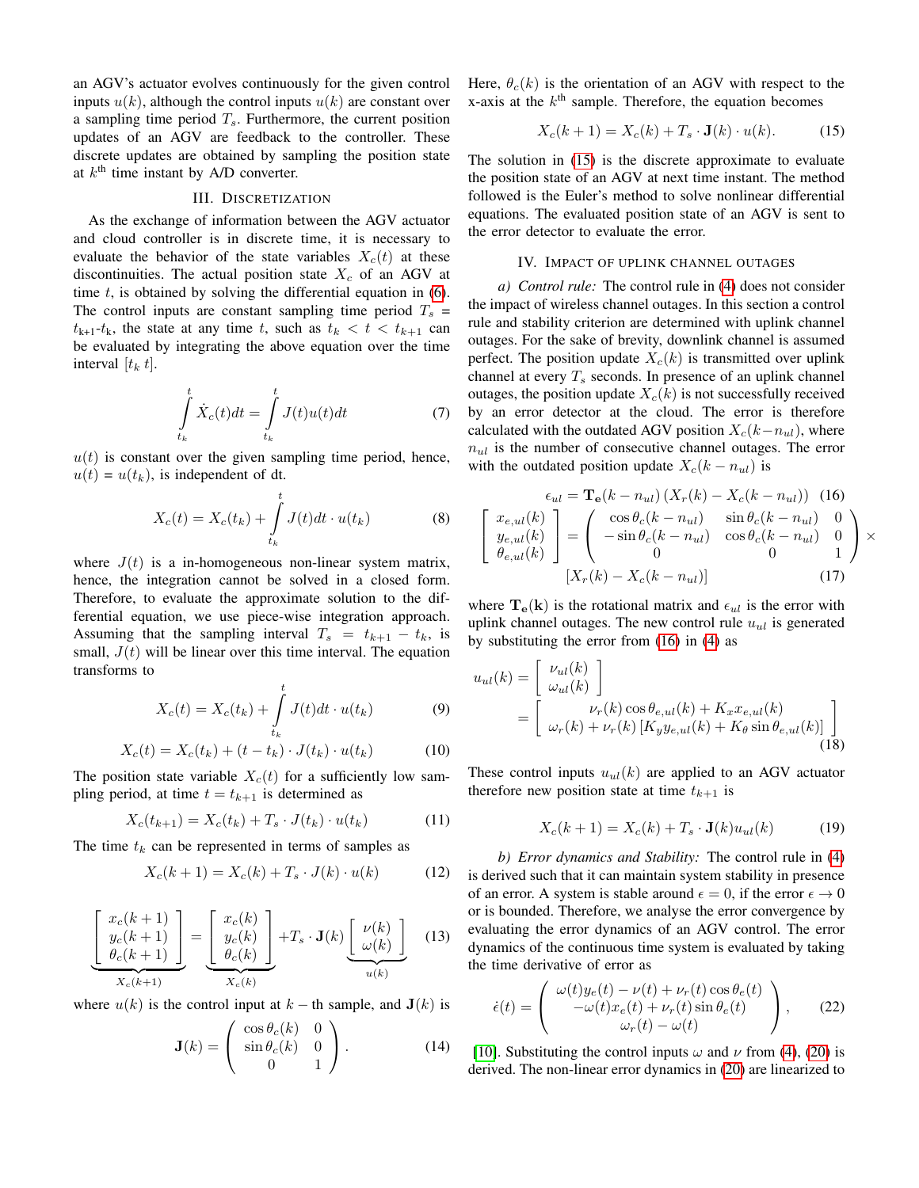an AGV's actuator evolves continuously for the given control inputs $u(k)$, although the control inputs $u(k)$ are constant over a sampling time period $T_s$. Furthermore, the current position updates of an AGV are feedback to the controller. These discrete updates are obtained by sampling the position state at $k^{\text{th}}$ time instant by A/D converter.

## III. Discretization

As the exchange of information between the AGV actuator and cloud controller is in discrete time, it is necessary to evaluate the behavior of the state variables $X_c(t)$ at these discontinuities. The actual position state $X_c$ of an AGV at time $t$, is obtained by solving the differential equation in (6). The control inputs are constant sampling time period $T_s = t_{k+1}$-$t_k$, the state at any time $t$, such as $t_k < t < t_{k+1}$ can be evaluated by integrating the above equation over the time interval $[t_k\ t]$.

$$\int_{t_k}^{t} \dot{X}_c(t)dt = \int_{t_k}^{t} J(t)u(t)dt \tag{7}$$

$u(t)$ is constant over the given sampling time period, hence, $u(t) = u(t_k)$, is independent of dt.

$$X_c(t) = X_c(t_k) + \int_{t_k}^{t} J(t)dt \cdot u(t_k) \tag{8}$$

where $J(t)$ is a in-homogeneous non-linear system matrix, hence, the integration cannot be solved in a closed form. Therefore, to evaluate the approximate solution to the differential equation, we use piece-wise integration approach. Assuming that the sampling interval $T_s = t_{k+1} - t_k$, is small, $J(t)$ will be linear over this time interval. The equation transforms to

$$X_c(t) = X_c(t_k) + \int_{t_k}^{t} J(t)dt \cdot u(t_k) \tag{9}$$

$$X_c(t) = X_c(t_k) + (t - t_k) \cdot J(t_k) \cdot u(t_k) \tag{10}$$

The position state variable $X_c(t)$ for a sufficiently low sampling period, at time $t = t_{k+1}$ is determined as

$$X_c(t_{k+1}) = X_c(t_k) + T_s \cdot J(t_k) \cdot u(t_k) \tag{11}$$

The time $t_k$ can be represented in terms of samples as

$$X_c(k+1) = X_c(k) + T_s \cdot J(k) \cdot u(k) \tag{12}$$

$$\underbrace{\begin{bmatrix} x_c(k+1) \\ y_c(k+1) \\ \theta_c(k+1) \end{bmatrix}}_{X_c(k+1)} = \underbrace{\begin{bmatrix} x_c(k) \\ y_c(k) \\ \theta_c(k) \end{bmatrix}}_{X_c(k)} + T_s \cdot \mathbf{J}(k) \underbrace{\begin{bmatrix} \nu(k) \\ \omega(k) \end{bmatrix}}_{u(k)} \tag{13}$$

where $u(k)$ is the control input at $k-$th sample, and $\mathbf{J}(k)$ is

$$\mathbf{J}(k) = \begin{pmatrix} \cos\theta_c(k) & 0 \\ \sin\theta_c(k) & 0 \\ 0 & 1 \end{pmatrix}. \tag{14}$$

Here, $\theta_c(k)$ is the orientation of an AGV with respect to the x-axis at the $k^{\text{th}}$ sample. Therefore, the equation becomes

$$X_c(k+1) = X_c(k) + T_s \cdot \mathbf{J}(k) \cdot u(k). \tag{15}$$

The solution in (15) is the discrete approximate to evaluate the position state of an AGV at next time instant. The method followed is the Euler's method to solve nonlinear differential equations. The evaluated position state of an AGV is sent to the error detector to evaluate the error.

## IV. Impact of Uplink Channel Outages

*a) Control rule:* The control rule in (4) does not consider the impact of wireless channel outages. In this section a control rule and stability criterion are determined with uplink channel outages. For the sake of brevity, downlink channel is assumed perfect. The position update $X_c(k)$ is transmitted over uplink channel at every $T_s$ seconds. In presence of an uplink channel outages, the position update $X_c(k)$ is not successfully received by an error detector at the cloud. The error is therefore calculated with the outdated AGV position $X_c(k-n_{ul})$, where $n_{ul}$ is the number of consecutive channel outages. The error with the outdated position update $X_c(k-n_{ul})$ is

$$\epsilon_{ul} = \mathbf{T_e}(k-n_{ul})\left(X_r(k) - X_c(k-n_{ul})\right) \tag{16}$$

$$\begin{bmatrix} x_{e,ul}(k) \\ y_{e,ul}(k) \\ \theta_{e,ul}(k) \end{bmatrix} = \begin{pmatrix} \cos\theta_c(k-n_{ul}) & \sin\theta_c(k-n_{ul}) & 0 \\ -\sin\theta_c(k-n_{ul}) & \cos\theta_c(k-n_{ul}) & 0 \\ 0 & 0 & 1 \end{pmatrix} \times [X_r(k) - X_c(k-n_{ul})] \tag{17}$$

where $\mathbf{T_e(k)}$ is the rotational matrix and $\epsilon_{ul}$ is the error with uplink channel outages. The new control rule $u_{ul}$ is generated by substituting the error from (16) in (4) as

$$u_{ul}(k) = \begin{bmatrix} \nu_{ul}(k) \\ \omega_{ul}(k) \end{bmatrix} = \begin{bmatrix} \nu_r(k)\cos\theta_{e,ul}(k) + K_x x_{e,ul}(k) \\ \omega_r(k) + \nu_r(k)\left[K_y y_{e,ul}(k) + K_\theta \sin\theta_{e,ul}(k)\right] \end{bmatrix} \tag{18}$$

These control inputs $u_{ul}(k)$ are applied to an AGV actuator therefore new position state at time $t_{k+1}$ is

$$X_c(k+1) = X_c(k) + T_s \cdot \mathbf{J}(k)u_{ul}(k) \tag{19}$$

*b) Error dynamics and Stability:* The control rule in (4) is derived such that it can maintain system stability in presence of an error. A system is stable around $\epsilon = 0$, if the error $\epsilon \to 0$ or is bounded. Therefore, we analyse the error convergence by evaluating the error dynamics of an AGV control. The error dynamics of the continuous time system is evaluated by taking the time derivative of error as

$$\dot{\epsilon}(t) = \begin{pmatrix} \omega(t)y_e(t) - \nu(t) + \nu_r(t)\cos\theta_e(t) \\ -\omega(t)x_e(t) + \nu_r(t)\sin\theta_e(t) \\ \omega_r(t) - \omega(t) \end{pmatrix}, \tag{22}$$

[10]. Substituting the control inputs $\omega$ and $\nu$ from (4), (20) is derived. The non-linear error dynamics in (20) are linearized to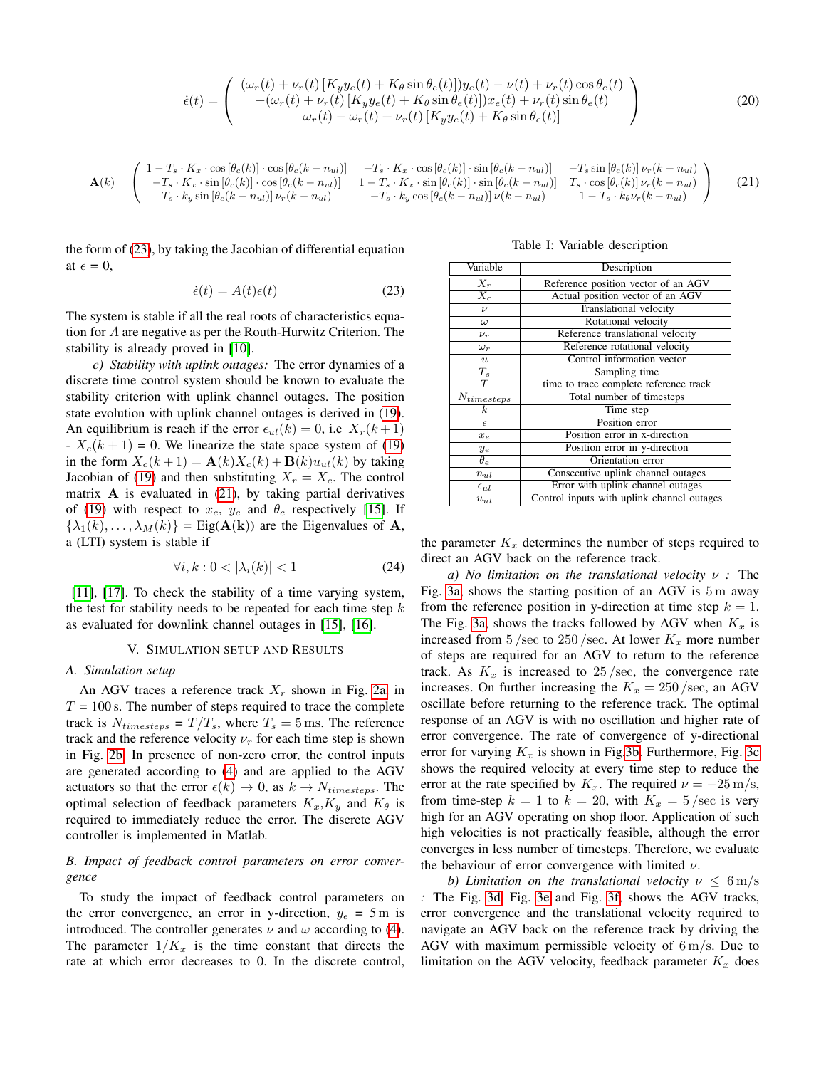$$\dot{\epsilon}(t) = \begin{pmatrix} (\omega_r(t) + \nu_r(t)\left[K_y y_e(t) + K_\theta \sin\theta_e(t)\right]) y_e(t) - \nu(t) + \nu_r(t)\cos\theta_e(t) \\ -(\omega_r(t) + \nu_r(t)\left[K_y y_e(t) + K_\theta \sin\theta_e(t)\right]) x_e(t) + \nu_r(t)\sin\theta_e(t) \\ \omega_r(t) - \omega_r(t) + \nu_r(t)\left[K_y y_e(t) + K_\theta \sin\theta_e(t)\right] \end{pmatrix} \tag{20}$$

$$\mathbf{A}(k) = \begin{pmatrix} 1 - T_s \cdot K_x \cdot \cos\left[\theta_c(k)\right] \cdot \cos\left[\theta_c(k - n_{ul})\right] & -T_s \cdot K_x \cdot \cos\left[\theta_c(k)\right] \cdot \sin\left[\theta_c(k - n_{ul})\right] & -T_s \sin\left[\theta_c(k)\right] \nu_r(k - n_{ul}) \\ -T_s \cdot K_x \cdot \sin\left[\theta_c(k)\right] \cdot \cos\left[\theta_c(k - n_{ul})\right] & 1 - T_s \cdot K_x \cdot \sin\left[\theta_c(k)\right] \cdot \sin\left[\theta_c(k - n_{ul})\right] & T_s \cdot \cos\left[\theta_c(k)\right] \nu_r(k - n_{ul}) \\ T_s \cdot k_y \sin\left[\theta_c(k - n_{ul})\right] \nu_r(k - n_{ul}) & -T_s \cdot k_y \cos\left[\theta_c(k - n_{ul})\right] \nu(k - n_{ul}) & 1 - T_s \cdot k_\theta \nu_r(k - n_{ul}) \end{pmatrix} \tag{21}$$

the form of (23), by taking the Jacobian of differential equation at $\epsilon$ = 0,

$$\dot{\epsilon}(t) = A(t)\epsilon(t) \tag{23}$$

The system is stable if all the real roots of characteristics equation for $A$ are negative as per the Routh-Hurwitz Criterion. The stability is already proved in [10].

*c) Stability with uplink outages:* The error dynamics of a discrete time control system should be known to evaluate the stability criterion with uplink channel outages. The position state evolution with uplink channel outages is derived in (19). An equilibrium is reach if the error $\epsilon_{ul}(k) = 0$, i.e $X_r(k+1)$ - $X_c(k+1)$ = 0. We linearize the state space system of (19) in the form $X_c(k+1) = \mathbf{A}(k)X_c(k) + \mathbf{B}(k)u_{ul}(k)$ by taking Jacobian of (19) and then substituting $X_r = X_c$. The control matrix $\mathbf{A}$ is evaluated in (21), by taking partial derivatives of (19) with respect to $x_c$, $y_c$ and $\theta_c$ respectively [15]. If $\{\lambda_1(k), \ldots, \lambda_M(k)\}$ = Eig($\mathbf{A}(\mathbf{k})$) are the Eigenvalues of $\mathbf{A}$, a (LTI) system is stable if

$$\forall i, k : 0 < |\lambda_i(k)| < 1 \tag{24}$$

[11], [17]. To check the stability of a time varying system, the test for stability needs to be repeated for each time step $k$ as evaluated for downlink channel outages in [15], [16].

## V. Simulation Setup and Results

### A. Simulation setup

An AGV traces a reference track $X_r$ shown in Fig. 2a in $T$ = 100 s. The number of steps required to trace the complete track is $N_{timesteps}$ = $T/T_s$, where $T_s = 5\,\text{ms}$. The reference track and the reference velocity $\nu_r$ for each time step is shown in Fig. 2b. In presence of non-zero error, the control inputs are generated according to (4) and are applied to the AGV actuators so that the error $\epsilon(k) \to 0$, as $k \to N_{timesteps}$. The optimal selection of feedback parameters $K_x$,$K_y$ and $K_\theta$ is required to immediately reduce the error. The discrete AGV controller is implemented in Matlab.

### B. Impact of feedback control parameters on error convergence

To study the impact of feedback control parameters on the error convergence, an error in y-direction, $y_e$ = 5 m is introduced. The controller generates $\nu$ and $\omega$ according to (4). The parameter $1/K_x$ is the time constant that directs the rate at which error decreases to 0. In the discrete control, the parameter $K_x$ determines the number of steps required to direct an AGV back on the reference track.

Table I: Variable description

| Variable | Description |
|---|---|
| $X_r$ | Reference position vector of an AGV |
| $X_c$ | Actual position vector of an AGV |
| $\nu$ | Translational velocity |
| $\omega$ | Rotational velocity |
| $\nu_r$ | Reference translational velocity |
| $\omega_r$ | Reference rotational velocity |
| $u$ | Control information vector |
| $T_s$ | Sampling time |
| $T$ | time to trace complete reference track |
| $N_{timesteps}$ | Total number of timesteps |
| $k$ | Time step |
| $\epsilon$ | Position error |
| $x_e$ | Position error in x-direction |
| $y_e$ | Position error in y-direction |
| $\theta_e$ | Orientation error |
| $n_{ul}$ | Consecutive uplink channel outages |
| $\epsilon_{ul}$ | Error with uplink channel outages |
| $u_{ul}$ | Control inputs with uplink channel outages |

*a) No limitation on the translational velocity $\nu$ :* The Fig. 3a, shows the starting position of an AGV is 5 m away from the reference position in y-direction at time step $k = 1$. The Fig. 3a shows the tracks followed by AGV when $K_x$ is increased from 5 /sec to 250 /sec. At lower $K_x$ more number of steps are required for an AGV to return to the reference track. As $K_x$ is increased to 25 /sec, the convergence rate increases. On further increasing the $K_x = 250$ /sec, an AGV oscillate before returning to the reference track. The optimal response of an AGV is with no oscillation and higher rate of error convergence. The rate of convergence of y-directional error for varying $K_x$ is shown in Fig.3b. Furthermore, Fig. 3c shows the required velocity at every time step to reduce the error at the rate specified by $K_x$. The required $\nu = -25$ m/s, from time-step $k = 1$ to $k = 20$, with $K_x = 5$ /sec is very high for an AGV operating on shop floor. Application of such high velocities is not practically feasible, although the error converges in less number of timesteps. Therefore, we evaluate the behaviour of error convergence with limited $\nu$.

*b) Limitation on the translational velocity $\nu \leq 6$ m/s :* The Fig. 3d, Fig. 3e and Fig. 3f, shows the AGV tracks, error convergence and the translational velocity required to navigate an AGV back on the reference track by driving the AGV with maximum permissible velocity of 6 m/s. Due to limitation on the AGV velocity, feedback parameter $K_x$ does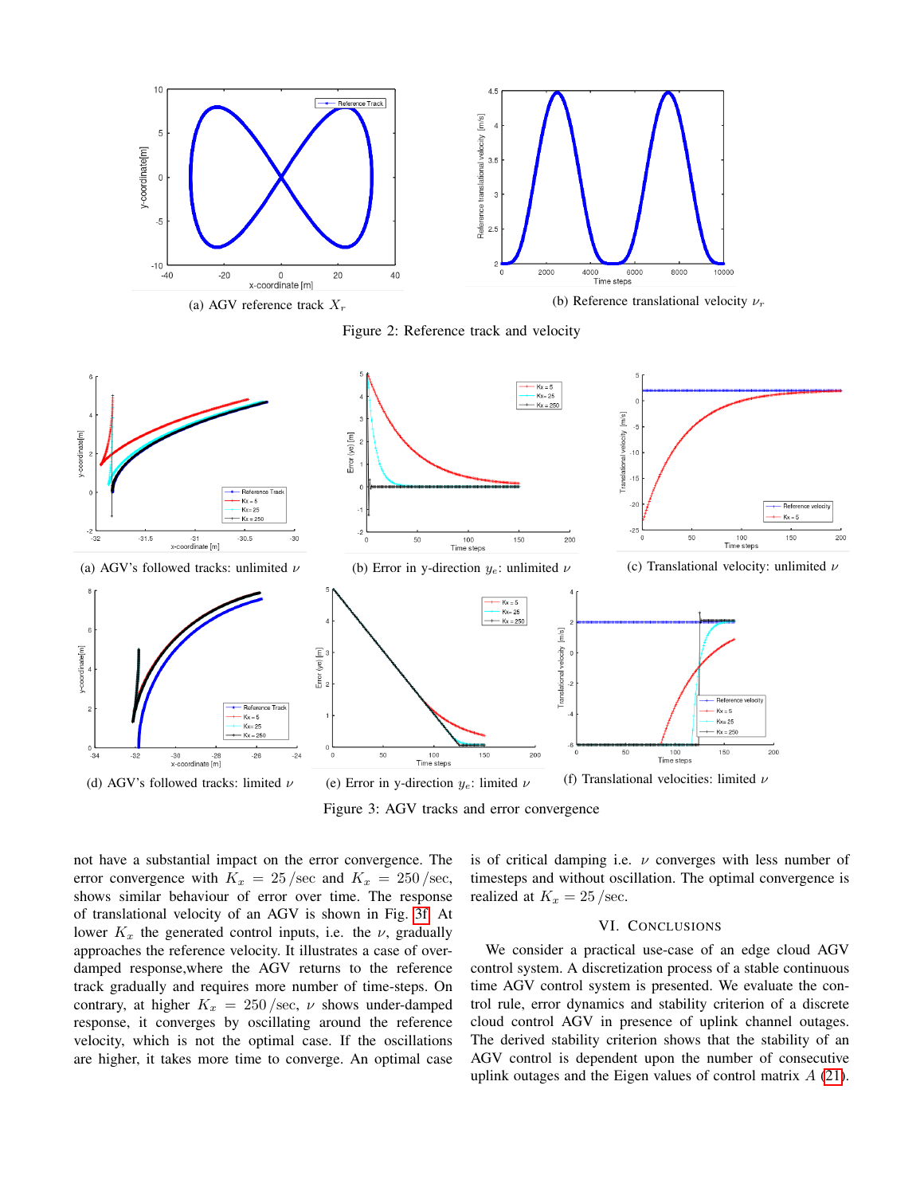(a) AGV reference track $X_r$

(b) Reference translational velocity $\nu_r$

Figure 2: Reference track and velocity

(a) AGV's followed tracks: unlimited $\nu$

(b) Error in y-direction $y_e$: unlimited $\nu$

(c) Translational velocity: unlimited $\nu$

(d) AGV's followed tracks: limited $\nu$

(e) Error in y-direction $y_e$: limited $\nu$

(f) Translational velocities: limited $\nu$

Figure 3: AGV tracks and error convergence

not have a substantial impact on the error convergence. The error convergence with $K_x = 25$ /sec and $K_x = 250$ /sec, shows similar behaviour of error over time. The response of translational velocity of an AGV is shown in Fig. 3f. At lower $K_x$ the generated control inputs, i.e. the $\nu$, gradually approaches the reference velocity. It illustrates a case of over-damped response,where the AGV returns to the reference track gradually and requires more number of time-steps. On contrary, at higher $K_x = 250$ /sec, $\nu$ shows under-damped response, it converges by oscillating around the reference velocity, which is not the optimal case. If the oscillations are higher, it takes more time to converge. An optimal case is of critical damping i.e. $\nu$ converges with less number of timesteps and without oscillation. The optimal convergence is realized at $K_x = 25$ /sec.

## VI. Conclusions

We consider a practical use-case of an edge cloud AGV control system. A discretization process of a stable continuous time AGV control system is presented. We evaluate the control rule, error dynamics and stability criterion of a discrete cloud control AGV in presence of uplink channel outages. The derived stability criterion shows that the stability of an AGV control is dependent upon the number of consecutive uplink outages and the Eigen values of control matrix $A$ (21).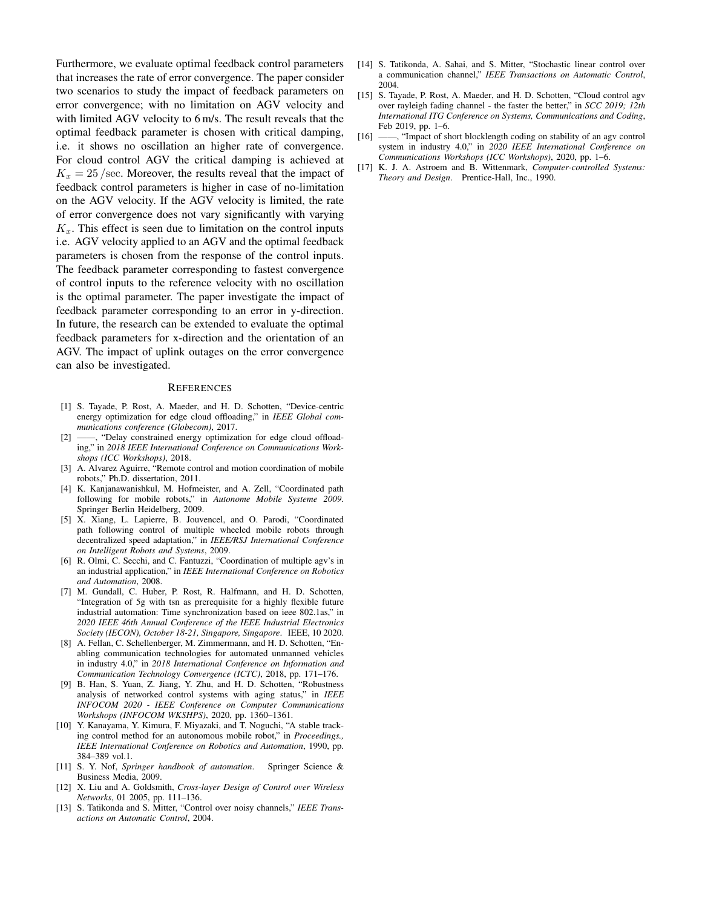Furthermore, we evaluate optimal feedback control parameters that increases the rate of error convergence. The paper consider two scenarios to study the impact of feedback parameters on error convergence; with no limitation on AGV velocity and with limited AGV velocity to 6 m/s. The result reveals that the optimal feedback parameter is chosen with critical damping, i.e. it shows no oscillation an higher rate of convergence. For cloud control AGV the critical damping is achieved at $K_x = 25\,/\text{sec}$. Moreover, the results reveal that the impact of feedback control parameters is higher in case of no-limitation on the AGV velocity. If the AGV velocity is limited, the rate of error convergence does not vary significantly with varying $K_x$. This effect is seen due to limitation on the control inputs i.e. AGV velocity applied to an AGV and the optimal feedback parameters is chosen from the response of the control inputs. The feedback parameter corresponding to fastest convergence of control inputs to the reference velocity with no oscillation is the optimal parameter. The paper investigate the impact of feedback parameter corresponding to an error in y-direction. In future, the research can be extended to evaluate the optimal feedback parameters for x-direction and the orientation of an AGV. The impact of uplink outages on the error convergence can also be investigated.

## References

[1] S. Tayade, P. Rost, A. Maeder, and H. D. Schotten, "Device-centric energy optimization for edge cloud offloading," in *IEEE Global communications conference (Globecom)*, 2017.

[2] ——, "Delay constrained energy optimization for edge cloud offloading," in *2018 IEEE International Conference on Communications Workshops (ICC Workshops)*, 2018.

[3] A. Alvarez Aguirre, "Remote control and motion coordination of mobile robots," Ph.D. dissertation, 2011.

[4] K. Kanjanawanishkul, M. Hofmeister, and A. Zell, "Coordinated path following for mobile robots," in *Autonome Mobile Systeme 2009*. Springer Berlin Heidelberg, 2009.

[5] X. Xiang, L. Lapierre, B. Jouvencel, and O. Parodi, "Coordinated path following control of multiple wheeled mobile robots through decentralized speed adaptation," in *IEEE/RSJ International Conference on Intelligent Robots and Systems*, 2009.

[6] R. Olmi, C. Secchi, and C. Fantuzzi, "Coordination of multiple agv's in an industrial application," in *IEEE International Conference on Robotics and Automation*, 2008.

[7] M. Gundall, C. Huber, P. Rost, R. Halfmann, and H. D. Schotten, "Integration of 5g with tsn as prerequisite for a highly flexible future industrial automation: Time synchronization based on ieee 802.1as," in *2020 IEEE 46th Annual Conference of the IEEE Industrial Electronics Society (IECON), October 18-21, Singapore, Singapore*. IEEE, 10 2020.

[8] A. Fellan, C. Schellenberger, M. Zimmermann, and H. D. Schotten, "Enabling communication technologies for automated unmanned vehicles in industry 4.0," in *2018 International Conference on Information and Communication Technology Convergence (ICTC)*, 2018, pp. 171–176.

[9] B. Han, S. Yuan, Z. Jiang, Y. Zhu, and H. D. Schotten, "Robustness analysis of networked control systems with aging status," in *IEEE INFOCOM 2020 - IEEE Conference on Computer Communications Workshops (INFOCOM WKSHPS)*, 2020, pp. 1360–1361.

[10] Y. Kanayama, Y. Kimura, F. Miyazaki, and T. Noguchi, "A stable tracking control method for an autonomous mobile robot," in *Proceedings., IEEE International Conference on Robotics and Automation*, 1990, pp. 384–389 vol.1.

[11] S. Y. Nof, *Springer handbook of automation*. Springer Science & Business Media, 2009.

[12] X. Liu and A. Goldsmith, *Cross-layer Design of Control over Wireless Networks*, 01 2005, pp. 111–136.

[13] S. Tatikonda and S. Mitter, "Control over noisy channels," *IEEE Transactions on Automatic Control*, 2004.

[14] S. Tatikonda, A. Sahai, and S. Mitter, "Stochastic linear control over a communication channel," *IEEE Transactions on Automatic Control*, 2004.

[15] S. Tayade, P. Rost, A. Maeder, and H. D. Schotten, "Cloud control agv over rayleigh fading channel - the faster the better," in *SCC 2019; 12th International ITG Conference on Systems, Communications and Coding*, Feb 2019, pp. 1–6.

[16] ——, "Impact of short blocklength coding on stability of an agv control system in industry 4.0," in *2020 IEEE International Conference on Communications Workshops (ICC Workshops)*, 2020, pp. 1–6.

[17] K. J. A. Astroem and B. Wittenmark, *Computer-controlled Systems: Theory and Design*. Prentice-Hall, Inc., 1990.